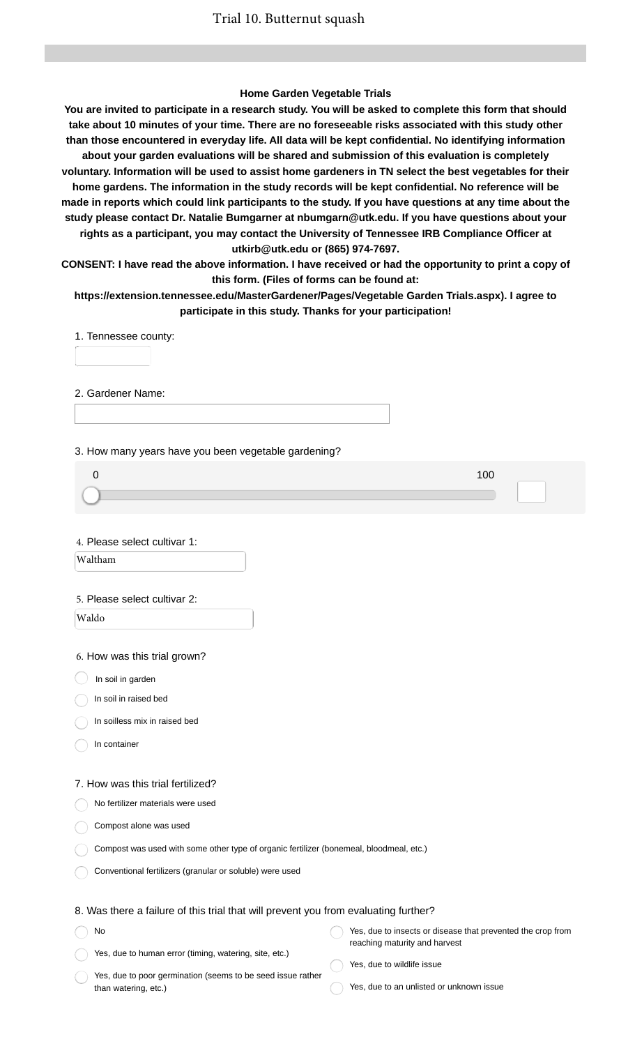# Trial 10. Butternut squash

**Home Garden Vegetable Trials**

**You are invited to participate in a research study. You will be asked to complete this form that should take about 10 minutes of your time. There are no foreseeable risks associated with this study other than those encountered in everyday life. All data will be kept confidential. No identifying information about your garden evaluations will be shared and submission of this evaluation is completely voluntary. Information will be used to assist home gardeners in TN select the best vegetables for their home gardens. The information in the study records will be kept confidential. No reference will be made in reports which could link participants to the study. If you have questions at any time about the study please contact Dr. Natalie Bumgarner at nbumgarn@utk.edu. If you have questions about your rights as a participant, you may contact the University of Tennessee IRB Compliance Officer at utkirb@utk.edu or (865) 974-7697.**

**CONSENT: I have read the above information. I have received or had the opportunity to print a copy of this form. (Files of forms can be found at: https://extension.tennessee.edu/MasterGardener/Pages/Vegetable Garden Trials.aspx). I agree to participate in this study. Thanks for your participation!**

1. Tennessee county:

2. Gardener Name:

3. How many years have you been vegetable gardening?

0 — 100

4. Please select cultivar 1:

Waltham

5. Please select cultivar 2:

Waldo

6. How was this trial grown?

- In soil in garden
- In soil in raised bed
- In soilless mix in raised bed
- In container

7. How was this trial fertilized?

- No fertilizer materials were used
- Compost alone was used
- Compost was used with some other type of organic fertilizer (bonemeal, bloodmeal, etc.)
- Conventional fertilizers (granular or soluble) were used

8. Was there a failure of this trial that will prevent you from evaluating further?

- No
- Yes, due to human error (timing, watering, site, etc.)
- Yes, due to poor germination (seems to be seed issue rather than watering, etc.)
- Yes, due to insects or disease that prevented the crop from reaching maturity and harvest
- Yes, due to wildlife issue
- Yes, due to an unlisted or unknown issue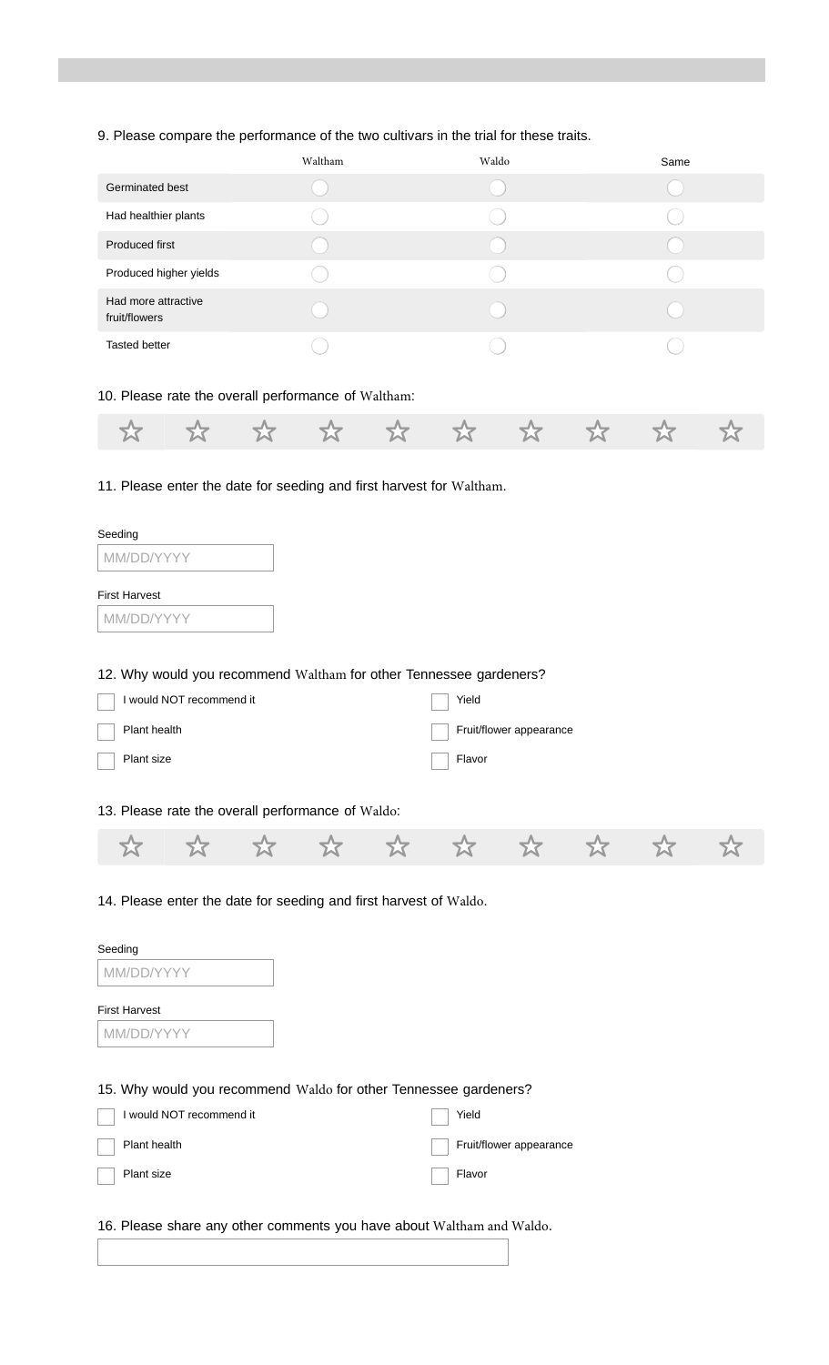9. Please compare the performance of the two cultivars in the trial for these traits.

| | Waltham | Waldo | Same |
|---|---|---|---|
| Germinated best | ◯ | ◯ | ◯ |
| Had healthier plants | ◯ | ◯ | ◯ |
| Produced first | ◯ | ◯ | ◯ |
| Produced higher yields | ◯ | ◯ | ◯ |
| Had more attractive fruit/flowers | ◯ | ◯ | ◯ |
| Tasted better | ◯ | ◯ | ◯ |

10. Please rate the overall performance of Waltham:

☆ ☆ ☆ ☆ ☆ ☆ ☆ ☆ ☆ ☆

11. Please enter the date for seeding and first harvest for Waltham.

Seeding

MM/DD/YYYY

First Harvest

MM/DD/YYYY

12. Why would you recommend Waltham for other Tennessee gardeners?

- ☐ I would NOT recommend it
- ☐ Plant health
- ☐ Plant size
- ☐ Yield
- ☐ Fruit/flower appearance
- ☐ Flavor

13. Please rate the overall performance of Waldo:

☆ ☆ ☆ ☆ ☆ ☆ ☆ ☆ ☆ ☆

14. Please enter the date for seeding and first harvest of Waldo.

Seeding

MM/DD/YYYY

First Harvest

MM/DD/YYYY

15. Why would you recommend Waldo for other Tennessee gardeners?

- ☐ I would NOT recommend it
- ☐ Plant health
- ☐ Plant size
- ☐ Yield
- ☐ Fruit/flower appearance
- ☐ Flavor

16. Please share any other comments you have about Waltham and Waldo.